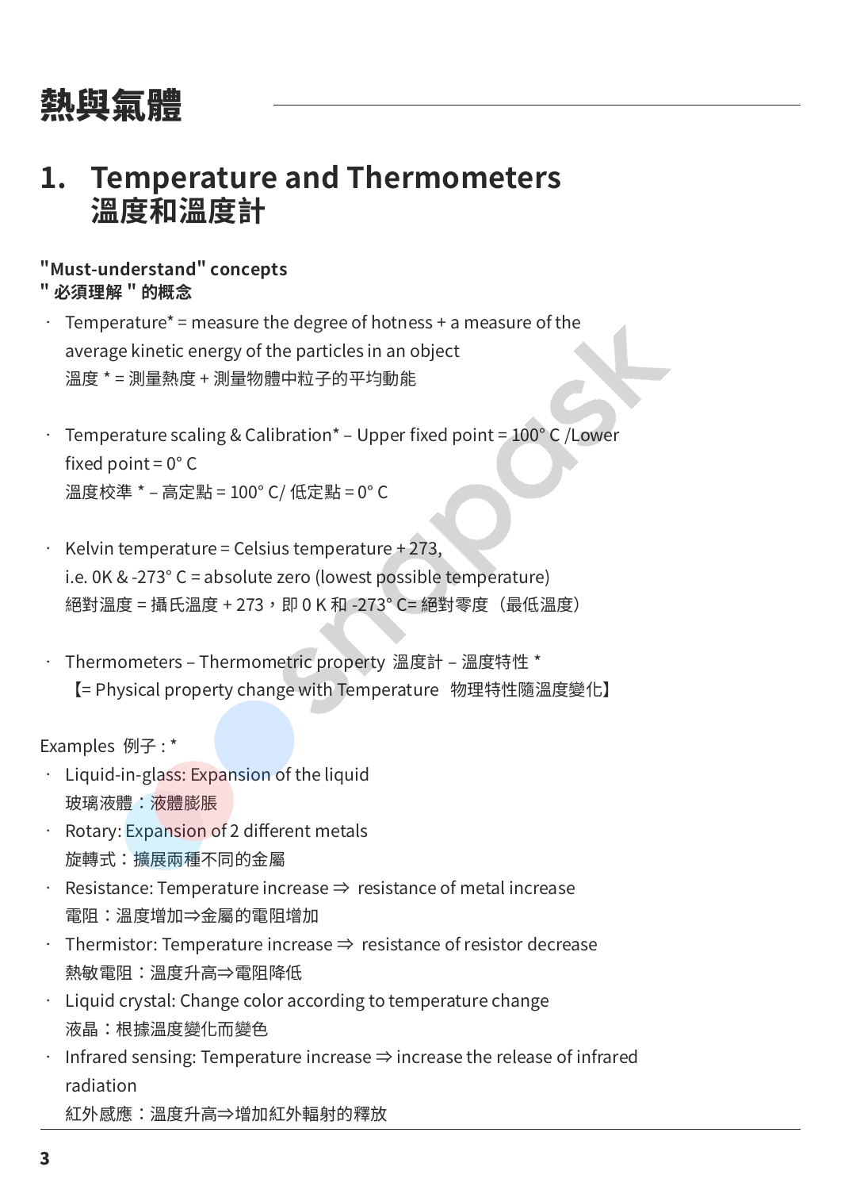# 熱與氣體

## 1. Temperature and Thermometers 溫度和溫度計

**"Must-understand" concepts**
**" 必須理解 " 的概念**

- Temperature* = measure the degree of hotness + a measure of the average kinetic energy of the particles in an object
  溫度 * = 測量熱度 + 測量物體中粒子的平均動能

- Temperature scaling & Calibration* – Upper fixed point = 100° C /Lower fixed point = 0° C
  溫度校準 * – 高定點 = 100° C/ 低定點 = 0° C

- Kelvin temperature = Celsius temperature + 273, i.e. 0K & -273° C = absolute zero (lowest possible temperature)
  絕對溫度 = 攝氏溫度 + 273，即 0 K 和 -273° C= 絕對零度（最低溫度）

- Thermometers – Thermometric property 溫度計 – 溫度特性 *
  【= Physical property change with Temperature 物理特性隨溫度變化】

Examples 例子 : *

- Liquid-in-glass: Expansion of the liquid
  玻璃液體：液體膨脹
- Rotary: Expansion of 2 different metals
  旋轉式：擴展兩種不同的金屬
- Resistance: Temperature increase ⇒ resistance of metal increase
  電阻：溫度增加⇒金屬的電阻增加
- Thermistor: Temperature increase ⇒ resistance of resistor decrease
  熱敏電阻：溫度升高⇒電阻降低
- Liquid crystal: Change color according to temperature change
  液晶：根據溫度變化而變色
- Infrared sensing: Temperature increase ⇒ increase the release of infrared radiation
  紅外感應：溫度升高⇒增加紅外輻射的釋放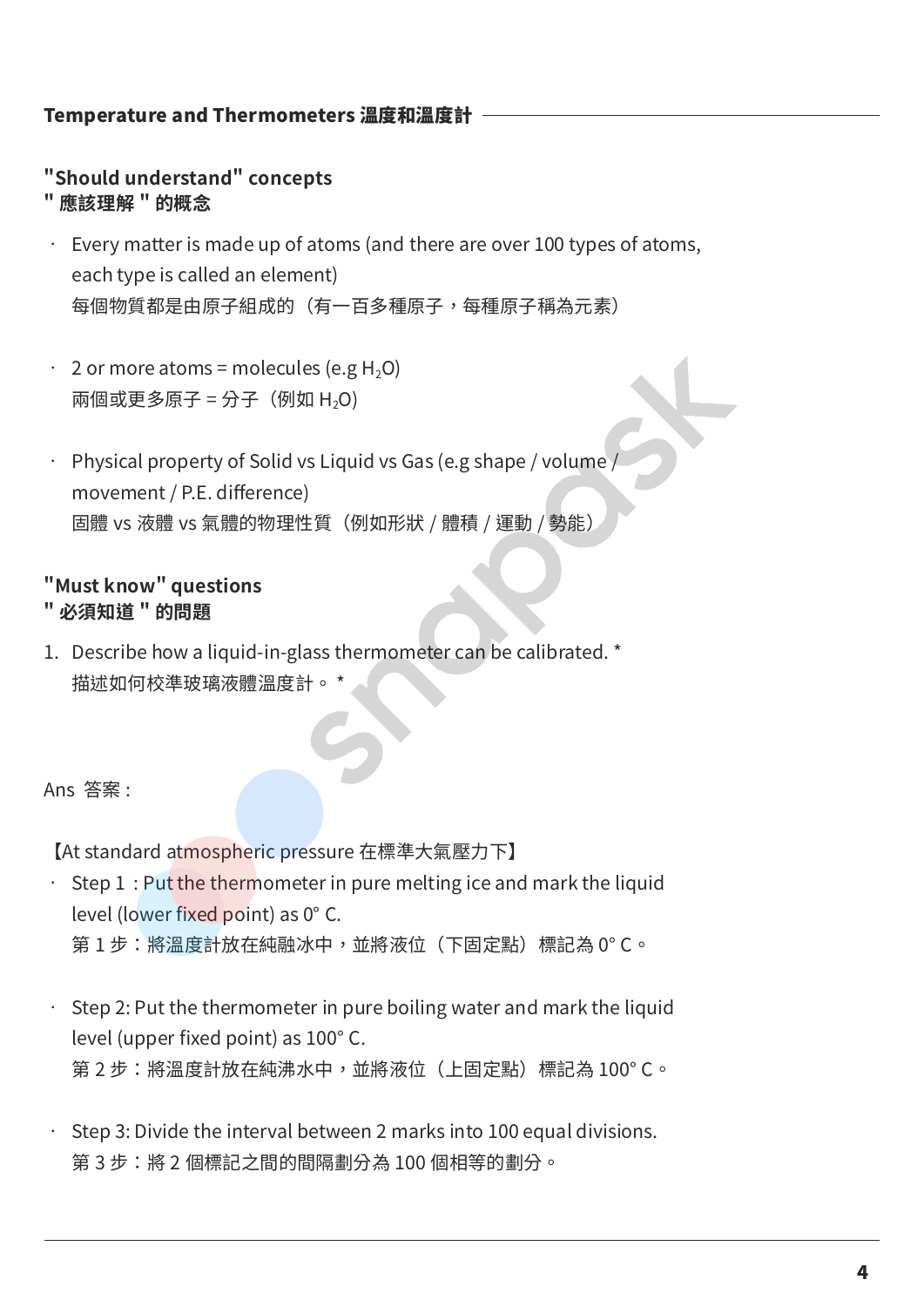## Temperature and Thermometers 溫度和溫度計

### "Should understand" concepts
### " 應該理解 " 的概念

- Every matter is made up of atoms (and there are over 100 types of atoms, each type is called an element)
  每個物質都是由原子組成的（有一百多種原子，每種原子稱為元素）

- 2 or more atoms = molecules (e.g $H_2O$)
  兩個或更多原子 = 分子（例如 $H_2O$）

- Physical property of Solid vs Liquid vs Gas (e.g shape / volume / movement / P.E. difference)
  固體 vs 液體 vs 氣體的物理性質（例如形狀 / 體積 / 運動 / 勢能）

### "Must know" questions
### " 必須知道 " 的問題

1. Describe how a liquid-in-glass thermometer can be calibrated. *
   描述如何校準玻璃液體溫度計。 *

Ans 答案 :

【At standard atmospheric pressure 在標準大氣壓力下】

- Step 1 : Put the thermometer in pure melting ice and mark the liquid level (lower fixed point) as 0° C.
  第 1 步：將溫度計放在純融冰中，並將液位（下固定點）標記為 0° C。

- Step 2: Put the thermometer in pure boiling water and mark the liquid level (upper fixed point) as 100° C.
  第 2 步：將溫度計放在純沸水中，並將液位（上固定點）標記為 100° C。

- Step 3: Divide the interval between 2 marks into 100 equal divisions.
  第 3 步：將 2 個標記之間的間隔劃分為 100 個相等的劃分。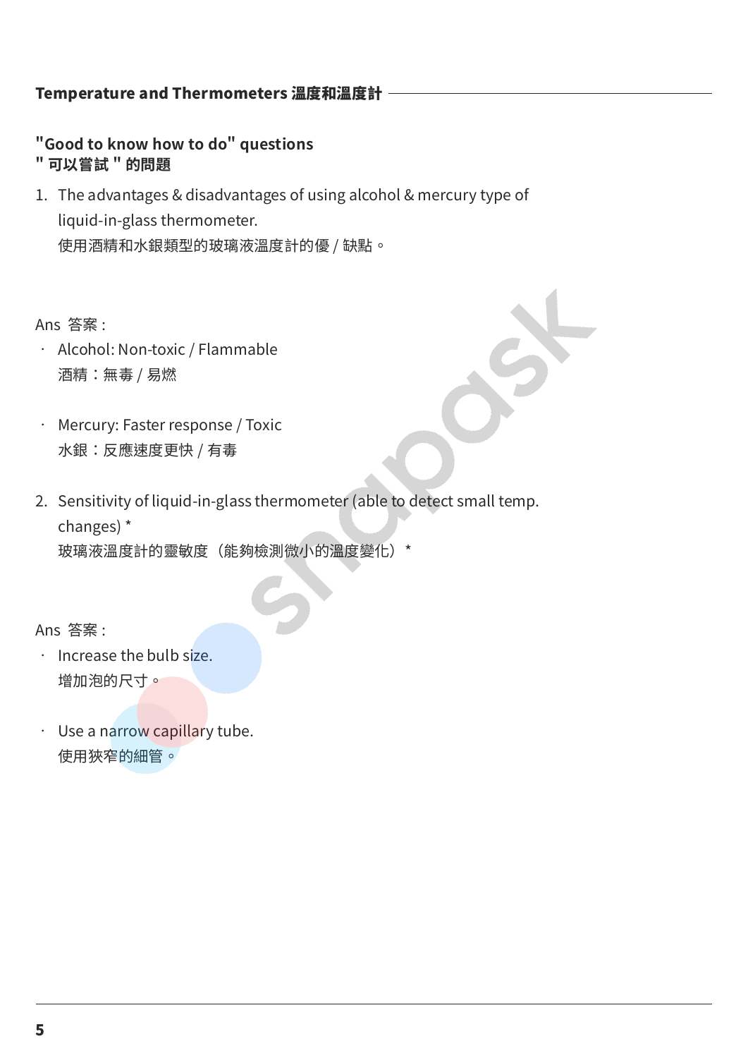## Temperature and Thermometers 溫度和溫度計

### "Good to know how to do" questions
### " 可以嘗試 " 的問題

1. The advantages & disadvantages of using alcohol & mercury type of liquid-in-glass thermometer.
   使用酒精和水銀類型的玻璃液溫度計的優 / 缺點。

Ans 答案：

- Alcohol: Non-toxic / Flammable
  酒精：無毒 / 易燃

- Mercury: Faster response / Toxic
  水銀：反應速度更快 / 有毒

2. Sensitivity of liquid-in-glass thermometer (able to detect small temp. changes) *
   玻璃液溫度計的靈敏度（能夠檢測微小的溫度變化）*

Ans 答案：

- Increase the bulb size.
  增加泡的尺寸。

- Use a narrow capillary tube.
  使用狹窄的細管。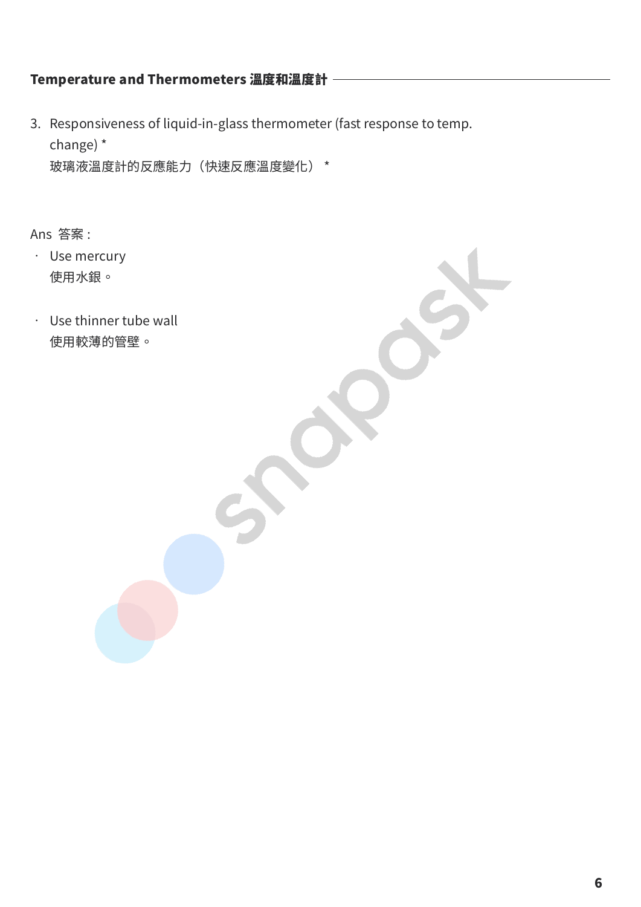## Temperature and Thermometers 溫度和溫度計

3. Responsiveness of liquid-in-glass thermometer (fast response to temp. change) *
   玻璃液溫度計的反應能力（快速反應溫度變化） *

Ans 答案：

- Use mercury
  使用水銀。

- Use thinner tube wall
  使用較薄的管壁。